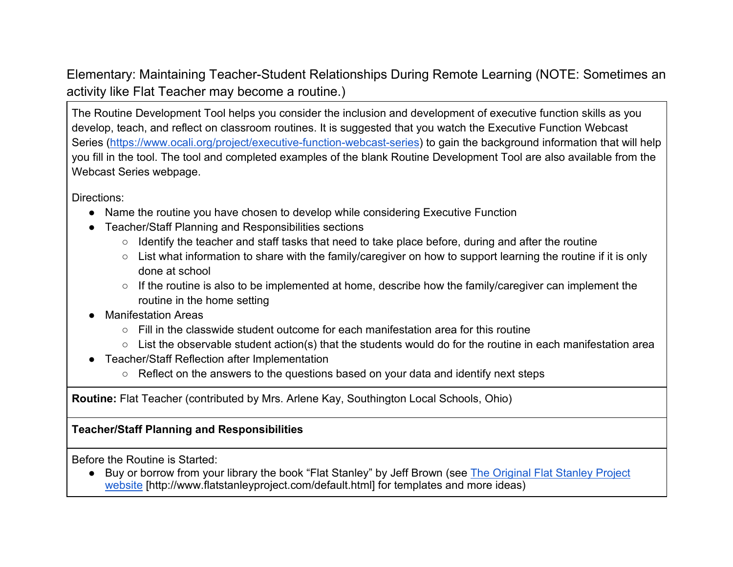# Elementary: Maintaining Teacher-Student Relationships During Remote Learning (NOTE: Sometimes an activity like Flat Teacher may become a routine.)

The Routine Development Tool helps you consider the inclusion and development of executive function skills as you develop, teach, and reflect on classroom routines. It is suggested that you watch the Executive Function Webcast Series ([https://www.ocali.org/project/executive-function-webcast-series](https://www.ocali.org/project/executive-function-webcast-series)) to gain the background information that will help you fill in the tool. The tool and completed examples of the blank Routine Development Tool are also available from the Webcast Series webpage.

Directions:

- Name the routine you have chosen to develop while considering Executive Function
- Teacher/Staff Planning and Responsibilities sections
  - Identify the teacher and staff tasks that need to take place before, during and after the routine
  - List what information to share with the family/caregiver on how to support learning the routine if it is only done at school
  - If the routine is also to be implemented at home, describe how the family/caregiver can implement the routine in the home setting
- Manifestation Areas
  - Fill in the classwide student outcome for each manifestation area for this routine
  - List the observable student action(s) that the students would do for the routine in each manifestation area
- Teacher/Staff Reflection after Implementation
  - Reflect on the answers to the questions based on your data and identify next steps

**Routine:** Flat Teacher (contributed by Mrs. Arlene Kay, Southington Local Schools, Ohio)

**Teacher/Staff Planning and Responsibilities**

Before the Routine is Started:

- Buy or borrow from your library the book "Flat Stanley" by Jeff Brown (see [The Original Flat Stanley Project website](http://www.flatstanleyproject.com/default.html) [http://www.flatstanleyproject.com/default.html] for templates and more ideas)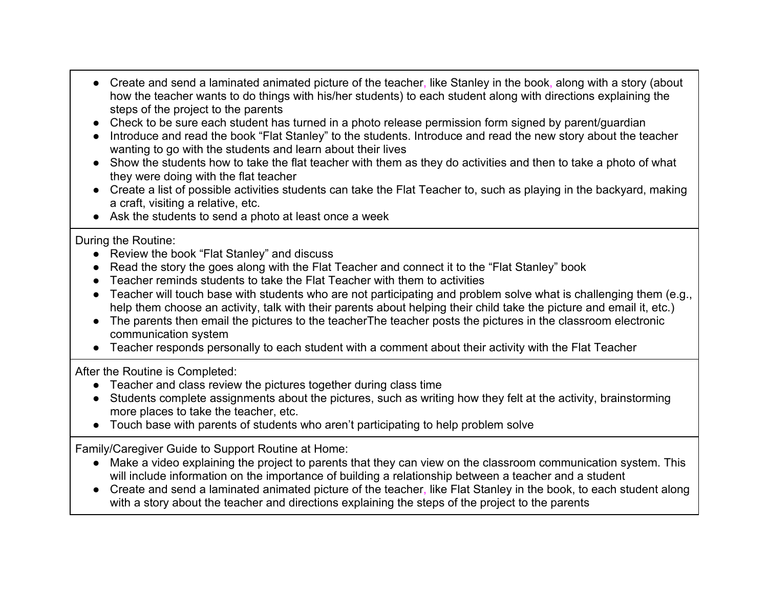- Create and send a laminated animated picture of the teacher, like Stanley in the book, along with a story (about how the teacher wants to do things with his/her students) to each student along with directions explaining the steps of the project to the parents
- Check to be sure each student has turned in a photo release permission form signed by parent/guardian
- Introduce and read the book "Flat Stanley" to the students. Introduce and read the new story about the teacher wanting to go with the students and learn about their lives
- Show the students how to take the flat teacher with them as they do activities and then to take a photo of what they were doing with the flat teacher
- Create a list of possible activities students can take the Flat Teacher to, such as playing in the backyard, making a craft, visiting a relative, etc.
- Ask the students to send a photo at least once a week

During the Routine:

- Review the book "Flat Stanley" and discuss
- Read the story the goes along with the Flat Teacher and connect it to the "Flat Stanley" book
- Teacher reminds students to take the Flat Teacher with them to activities
- Teacher will touch base with students who are not participating and problem solve what is challenging them (e.g., help them choose an activity, talk with their parents about helping their child take the picture and email it, etc.)
- The parents then email the pictures to the teacherThe teacher posts the pictures in the classroom electronic communication system
- Teacher responds personally to each student with a comment about their activity with the Flat Teacher

After the Routine is Completed:

- Teacher and class review the pictures together during class time
- Students complete assignments about the pictures, such as writing how they felt at the activity, brainstorming more places to take the teacher, etc.
- Touch base with parents of students who aren't participating to help problem solve

Family/Caregiver Guide to Support Routine at Home:

- Make a video explaining the project to parents that they can view on the classroom communication system. This will include information on the importance of building a relationship between a teacher and a student
- Create and send a laminated animated picture of the teacher, like Flat Stanley in the book, to each student along with a story about the teacher and directions explaining the steps of the project to the parents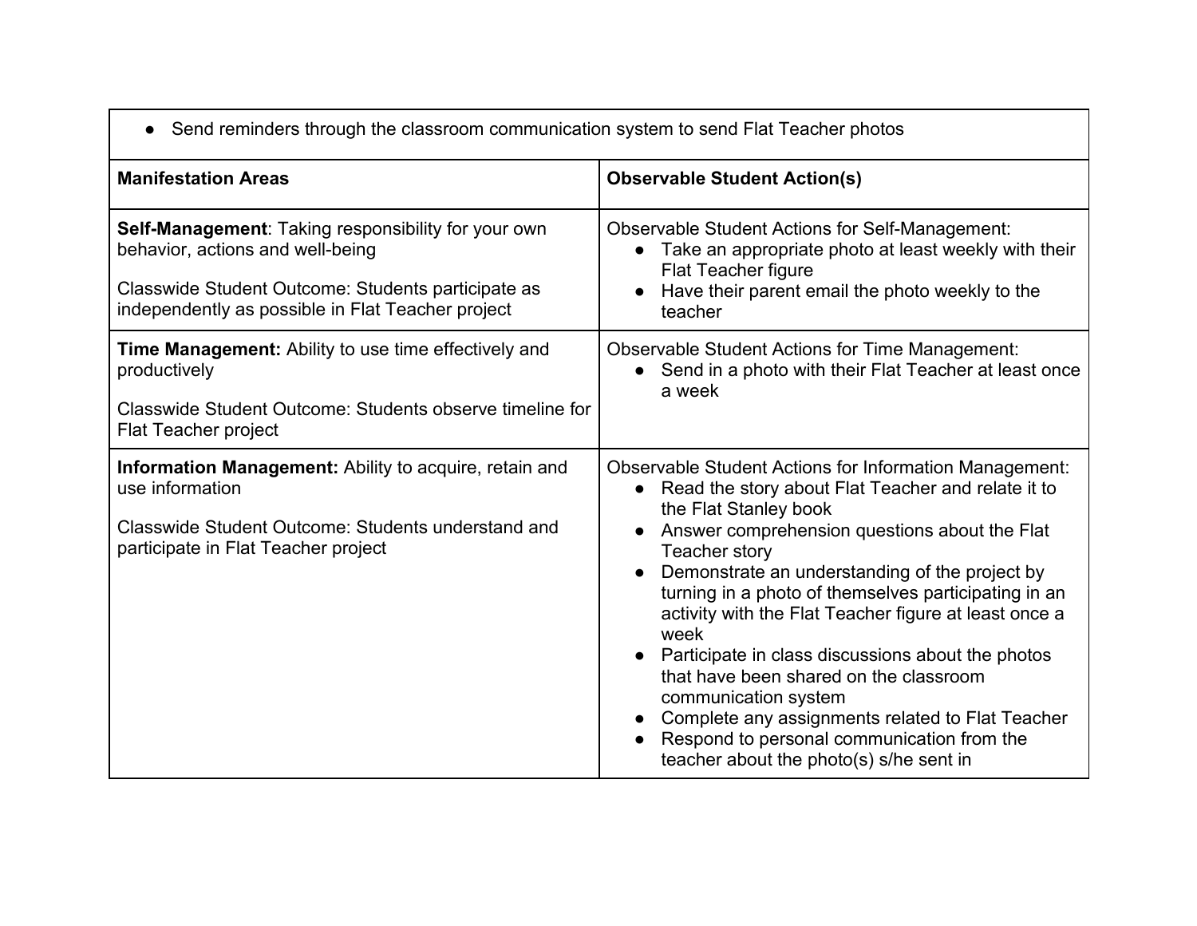- Send reminders through the classroom communication system to send Flat Teacher photos

| **Manifestation Areas** | **Observable Student Action(s)** |
| --- | --- |
| **Self-Management**: Taking responsibility for your own behavior, actions and well-being<br><br>Classwide Student Outcome: Students participate as independently as possible in Flat Teacher project | Observable Student Actions for Self-Management:<br>• Take an appropriate photo at least weekly with their Flat Teacher figure<br>• Have their parent email the photo weekly to the teacher |
| **Time Management:** Ability to use time effectively and productively<br><br>Classwide Student Outcome: Students observe timeline for Flat Teacher project | Observable Student Actions for Time Management:<br>• Send in a photo with their Flat Teacher at least once a week |
| **Information Management:** Ability to acquire, retain and use information<br><br>Classwide Student Outcome: Students understand and participate in Flat Teacher project | Observable Student Actions for Information Management:<br>• Read the story about Flat Teacher and relate it to the Flat Stanley book<br>• Answer comprehension questions about the Flat Teacher story<br>• Demonstrate an understanding of the project by turning in a photo of themselves participating in an activity with the Flat Teacher figure at least once a week<br>• Participate in class discussions about the photos that have been shared on the classroom communication system<br>• Complete any assignments related to Flat Teacher<br>• Respond to personal communication from the teacher about the photo(s) s/he sent in |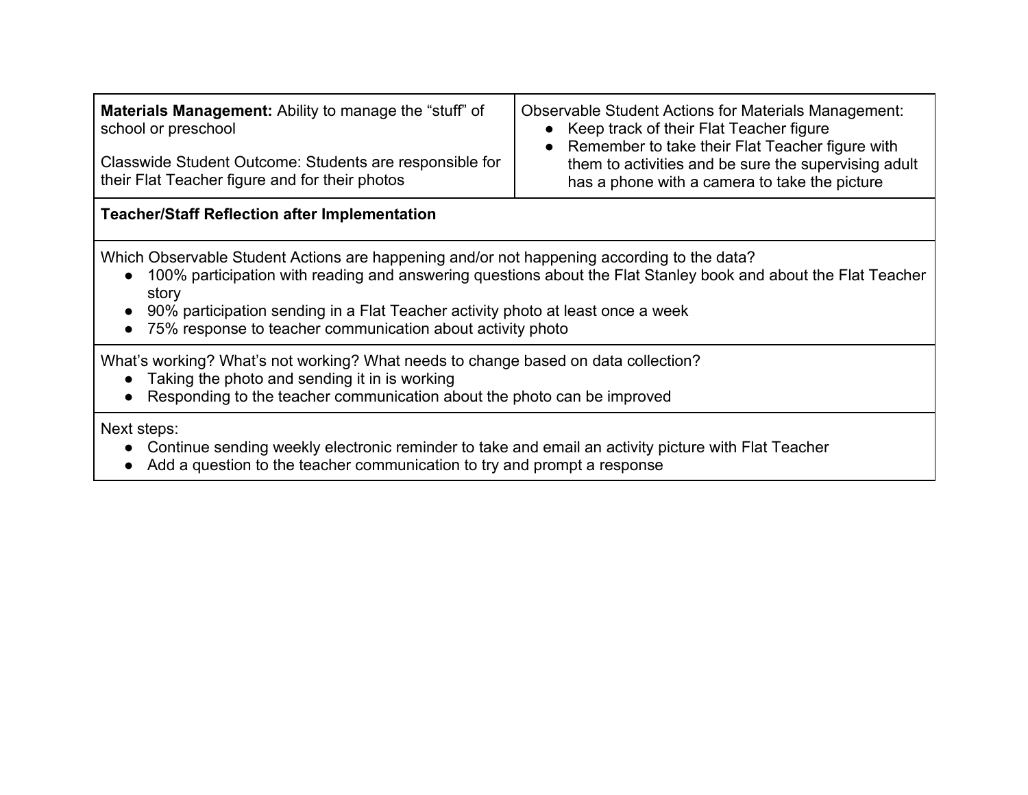| | |
|---|---|
| **Materials Management:** Ability to manage the "stuff" of school or preschool<br><br>Classwide Student Outcome: Students are responsible for their Flat Teacher figure and for their photos | Observable Student Actions for Materials Management:<br>● Keep track of their Flat Teacher figure<br>● Remember to take their Flat Teacher figure with them to activities and be sure the supervising adult has a phone with a camera to take the picture |
| **Teacher/Staff Reflection after Implementation** | |
| Which Observable Student Actions are happening and/or not happening according to the data?<br>● 100% participation with reading and answering questions about the Flat Stanley book and about the Flat Teacher story<br>● 90% participation sending in a Flat Teacher activity photo at least once a week<br>● 75% response to teacher communication about activity photo | |
| What's working? What's not working? What needs to change based on data collection?<br>● Taking the photo and sending it in is working<br>● Responding to the teacher communication about the photo can be improved | |
| Next steps:<br>● Continue sending weekly electronic reminder to take and email an activity picture with Flat Teacher<br>● Add a question to the teacher communication to try and prompt a response | |